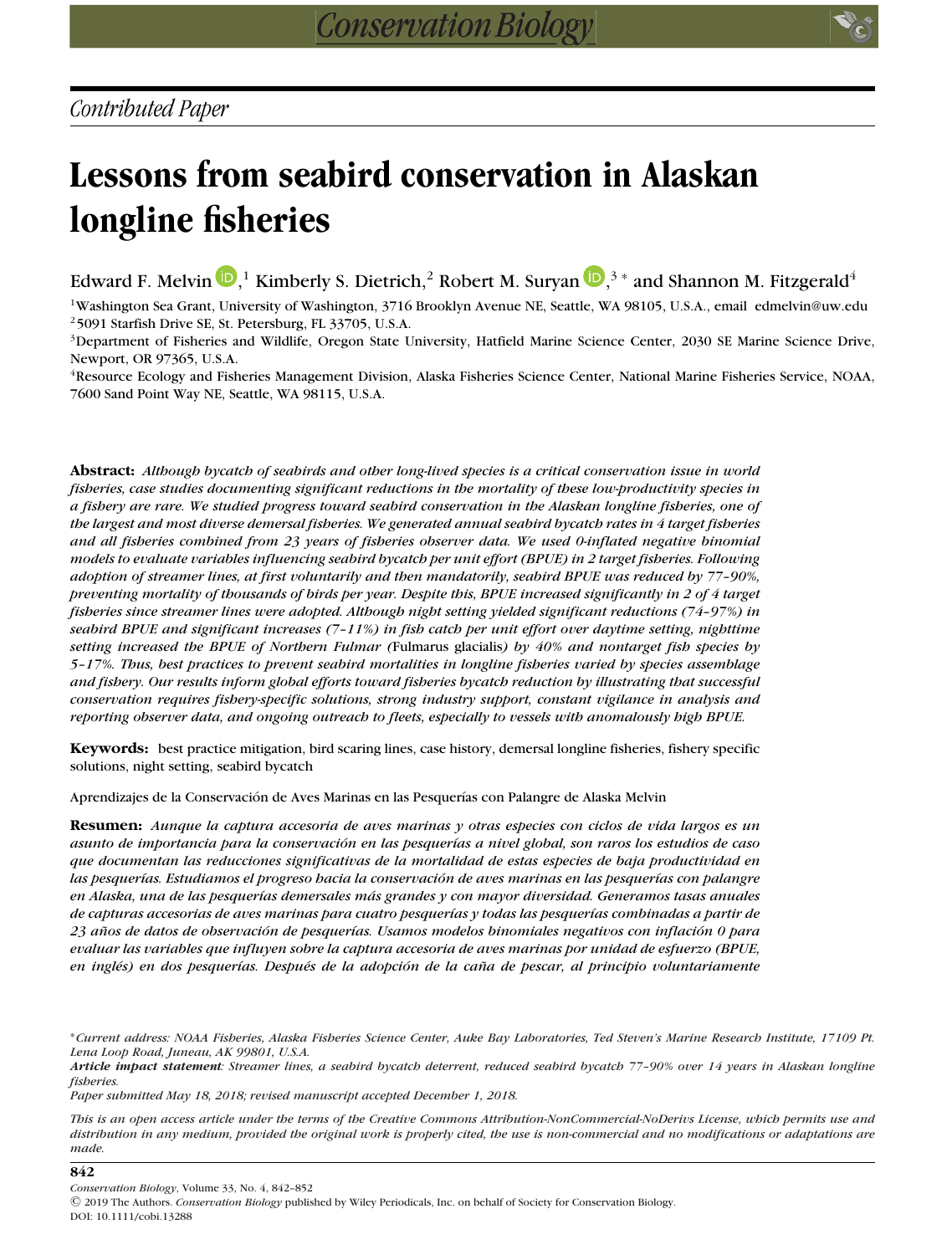*Contributed Paper*

# Lessons from seabird conservation in Alaskan longline fisheries

Edward F. Melvin,[1] Kimberly S. Dietrich,[2] Robert M. Suryan,[3 *] and Shannon M. Fitzgerald[4]

[1]Washington Sea Grant, University of Washington, 3716 Brooklyn Avenue NE, Seattle, WA 98105, U.S.A., email edmelvin@uw.edu
[2]5091 Starfish Drive SE, St. Petersburg, FL 33705, U.S.A.
[3]Department of Fisheries and Wildlife, Oregon State University, Hatfield Marine Science Center, 2030 SE Marine Science Drive, Newport, OR 97365, U.S.A.
[4]Resource Ecology and Fisheries Management Division, Alaska Fisheries Science Center, National Marine Fisheries Service, NOAA, 7600 Sand Point Way NE, Seattle, WA 98115, U.S.A.

**Abstract:** *Although bycatch of seabirds and other long-lived species is a critical conservation issue in world fisheries, case studies documenting significant reductions in the mortality of these low-productivity species in a fishery are rare. We studied progress toward seabird conservation in the Alaskan longline fisheries, one of the largest and most diverse demersal fisheries. We generated annual seabird bycatch rates in 4 target fisheries and all fisheries combined from 23 years of fisheries observer data. We used 0-inflated negative binomial models to evaluate variables influencing seabird bycatch per unit effort (BPUE) in 2 target fisheries. Following adoption of streamer lines, at first voluntarily and then mandatorily, seabird BPUE was reduced by 77–90%, preventing mortality of thousands of birds per year. Despite this, BPUE increased significantly in 2 of 4 target fisheries since streamer lines were adopted. Although night setting yielded significant reductions (74–97%) in seabird BPUE and significant increases (7–11%) in fish catch per unit effort over daytime setting, nighttime setting increased the BPUE of Northern Fulmar (*Fulmarus glacialis*) by 40% and nontarget fish species by 5–17%. Thus, best practices to prevent seabird mortalities in longline fisheries varied by species assemblage and fishery. Our results inform global efforts toward fisheries bycatch reduction by illustrating that successful conservation requires fishery-specific solutions, strong industry support, constant vigilance in analysis and reporting observer data, and ongoing outreach to fleets, especially to vessels with anomalously high BPUE.*

**Keywords:** best practice mitigation, bird scaring lines, case history, demersal longline fisheries, fishery specific solutions, night setting, seabird bycatch

Aprendizajes de la Conservación de Aves Marinas en las Pesquerías con Palangre de Alaska Melvin

**Resumen:** *Aunque la captura accesoria de aves marinas y otras especies con ciclos de vida largos es un asunto de importancia para la conservación en las pesquerías a nivel global, son raros los estudios de caso que documentan las reducciones significativas de la mortalidad de estas especies de baja productividad en las pesquerías. Estudiamos el progreso hacia la conservación de aves marinas en las pesquerías con palangre en Alaska, una de las pesquerías demersales más grandes y con mayor diversidad. Generamos tasas anuales de capturas accesorias de aves marinas para cuatro pesquerías y todas las pesquerías combinadas a partir de 23 años de datos de observación de pesquerías. Usamos modelos binomiales negativos con inflación 0 para evaluar las variables que influyen sobre la captura accesoria de aves marinas por unidad de esfuerzo (BPUE, en inglés) en dos pesquerías. Después de la adopción de la caña de pescar, al principio voluntariamente*

*Current address: NOAA Fisheries, Alaska Fisheries Science Center, Auke Bay Laboratories, Ted Steven's Marine Research Institute, 17109 Pt. Lena Loop Road, Juneau, AK 99801, U.S.A.
***Article impact statement***: Streamer lines, a seabird bycatch deterrent, reduced seabird bycatch 77–90% over 14 years in Alaskan longline fisheries.
*Paper submitted May 18, 2018; revised manuscript accepted December 1, 2018.*

*This is an open access article under the terms of the Creative Commons Attribution-NonCommercial-NoDerivs License, which permits use and distribution in any medium, provided the original work is properly cited, the use is non-commercial and no modifications or adaptations are made.*

© 2019 The Authors. *Conservation Biology* published by Wiley Periodicals, Inc. on behalf of Society for Conservation Biology.
DOI: 10.1111/cobi.13288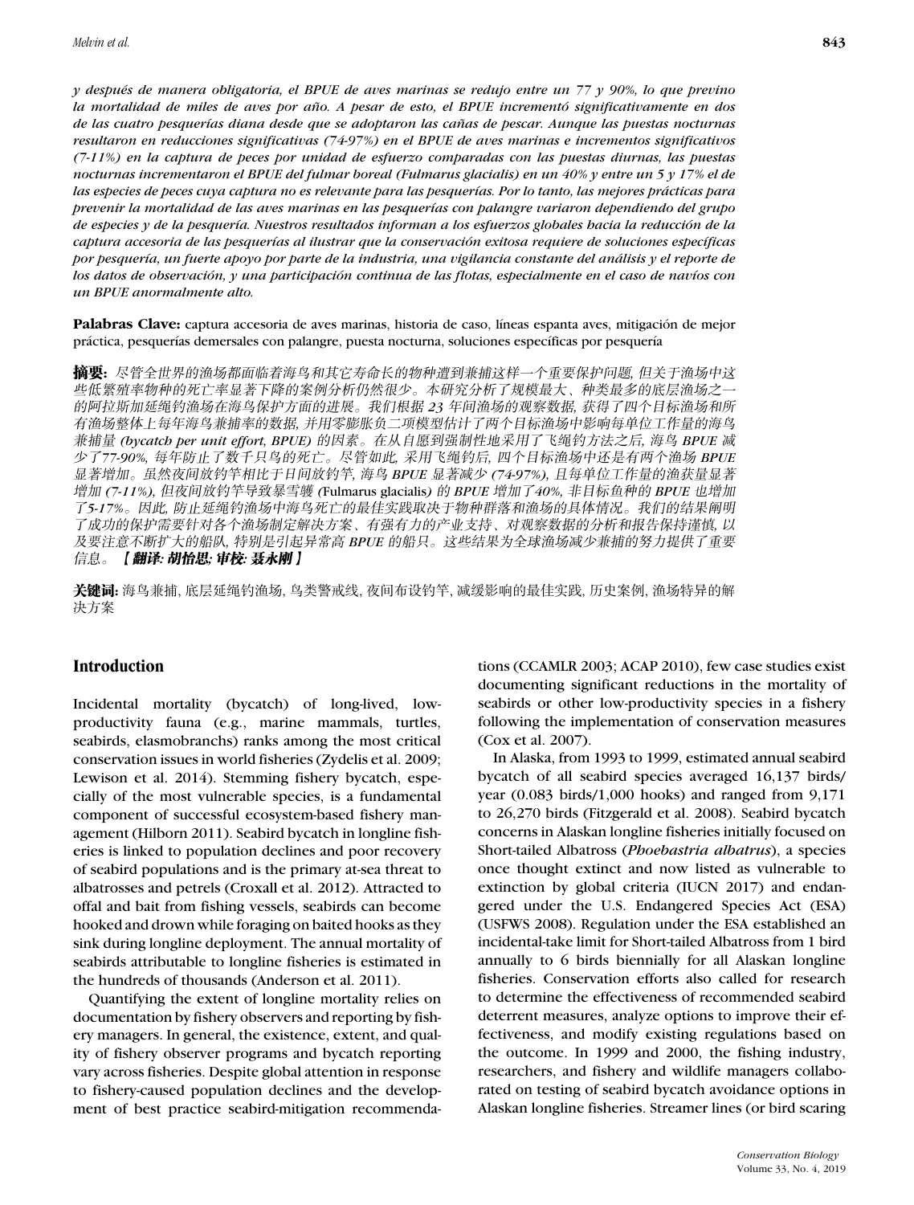*y después de manera obligatoria, el BPUE de aves marinas se redujo entre un 77 y 90%, lo que previno la mortalidad de miles de aves por año. A pesar de esto, el BPUE incrementó significativamente en dos de las cuatro pesquerías diana desde que se adoptaron las cañas de pescar. Aunque las puestas nocturnas resultaron en reducciones significativas (74-97%) en el BPUE de aves marinas e incrementos significativos (7-11%) en la captura de peces por unidad de esfuerzo comparadas con las puestas diurnas, las puestas nocturnas incrementaron el BPUE del fulmar boreal (Fulmarus glacialis) en un 40% y entre un 5 y 17% el de las especies de peces cuya captura no es relevante para las pesquerías. Por lo tanto, las mejores prácticas para prevenir la mortalidad de las aves marinas en las pesquerías con palangre variaron dependiendo del grupo de especies y de la pesquería. Nuestros resultados informan a los esfuerzos globales hacia la reducción de la captura accesoria de las pesquerías al ilustrar que la conservación exitosa requiere de soluciones específicas por pesquería, un fuerte apoyo por parte de la industria, una vigilancia constante del análisis y el reporte de los datos de observación, y una participación continua de las flotas, especialmente en el caso de navíos con un BPUE anormalmente alto.*

**Palabras Clave:** captura accesoria de aves marinas, historia de caso, líneas espanta aves, mitigación de mejor práctica, pesquerías demersales con palangre, puesta nocturna, soluciones específicas por pesquería

**摘要:** *尽管全世界的渔场都面临着海鸟和其它寿命长的物种遭到兼捕这样一个重要保护问题, 但关于渔场中这些低繁殖率物种的死亡率显著下降的案例分析仍然很少。本研究分析了规模最大、种类最多的底层渔场之一的阿拉斯加延绳钓渔场在海鸟保护方面的进展。我们根据 23 年间渔场的观察数据, 获得了四个目标渔场和所有渔场整体上每年海鸟兼捕率的数据, 并用零膨胀负二项模型估计了两个目标渔场中影响每单位工作量的海鸟兼捕量 (bycatch per unit effort, BPUE) 的因素。在从自愿到强制性地采用了飞绳钓方法之后, 海鸟 BPUE 减少了77-90%, 每年防止了数千只鸟的死亡。尽管如此, 采用飞绳钓后, 四个目标渔场中还是有两个渔场 BPUE 显著增加。虽然夜间放钓竿相比于日间放钓竿, 海鸟 BPUE 显著减少 (74-97%), 且每单位工作量的渔获量显著增加 (7-11%), 但夜间放钓竿导致暴雪鹱 (*Fulmarus glacialis*) 的 BPUE 增加了40%, 非目标鱼种的 BPUE 也增加了5-17%。因此, 防止延绳钓渔场中海鸟死亡的最佳实践取决于物种群落和渔场的具体情况。我们的结果阐明了成功的保护需要针对各个渔场制定解决方案、有强有力的产业支持、对观察数据的分析和报告保持谨慎, 以及要注意不断扩大的船队, 特别是引起异常高 BPUE 的船只。这些结果为全球渔场减少兼捕的努力提供了重要信息。* **【翻译: 胡怡思; 审校: 聂永刚】**

**关键词:** 海鸟兼捕, 底层延绳钓渔场, 鸟类警戒线, 夜间布设钓竿, 减缓影响的最佳实践, 历史案例, 渔场特异的解决方案

## Introduction

Incidental mortality (bycatch) of long-lived, low-productivity fauna (e.g., marine mammals, turtles, seabirds, elasmobranchs) ranks among the most critical conservation issues in world fisheries (Zydelis et al. 2009; Lewison et al. 2014). Stemming fishery bycatch, especially of the most vulnerable species, is a fundamental component of successful ecosystem-based fishery management (Hilborn 2011). Seabird bycatch in longline fisheries is linked to population declines and poor recovery of seabird populations and is the primary at-sea threat to albatrosses and petrels (Croxall et al. 2012). Attracted to offal and bait from fishing vessels, seabirds can become hooked and drown while foraging on baited hooks as they sink during longline deployment. The annual mortality of seabirds attributable to longline fisheries is estimated in the hundreds of thousands (Anderson et al. 2011).

Quantifying the extent of longline mortality relies on documentation by fishery observers and reporting by fishery managers. In general, the existence, extent, and quality of fishery observer programs and bycatch reporting vary across fisheries. Despite global attention in response to fishery-caused population declines and the development of best practice seabird-mitigation recommendations (CCAMLR 2003; ACAP 2010), few case studies exist documenting significant reductions in the mortality of seabirds or other low-productivity species in a fishery following the implementation of conservation measures (Cox et al. 2007).

In Alaska, from 1993 to 1999, estimated annual seabird bycatch of all seabird species averaged 16,137 birds/year (0.083 birds/1,000 hooks) and ranged from 9,171 to 26,270 birds (Fitzgerald et al. 2008). Seabird bycatch concerns in Alaskan longline fisheries initially focused on Short-tailed Albatross (*Phoebastria albatrus*), a species once thought extinct and now listed as vulnerable to extinction by global criteria (IUCN 2017) and endangered under the U.S. Endangered Species Act (ESA) (USFWS 2008). Regulation under the ESA established an incidental-take limit for Short-tailed Albatross from 1 bird annually to 6 birds biennially for all Alaskan longline fisheries. Conservation efforts also called for research to determine the effectiveness of recommended seabird deterrent measures, analyze options to improve their effectiveness, and modify existing regulations based on the outcome. In 1999 and 2000, the fishing industry, researchers, and fishery and wildlife managers collaborated on testing of seabird bycatch avoidance options in Alaskan longline fisheries. Streamer lines (or bird scaring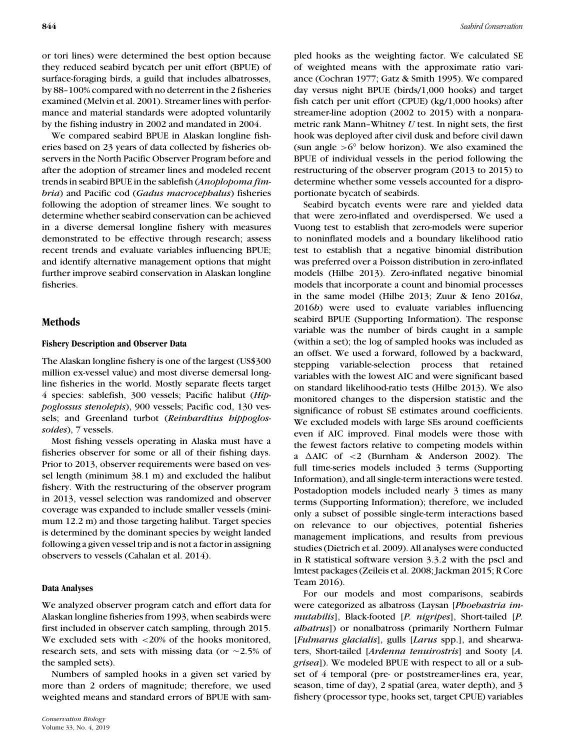or tori lines) were determined the best option because they reduced seabird bycatch per unit effort (BPUE) of surface-foraging birds, a guild that includes albatrosses, by 88–100% compared with no deterrent in the 2 fisheries examined (Melvin et al. 2001). Streamer lines with performance and material standards were adopted voluntarily by the fishing industry in 2002 and mandated in 2004.

We compared seabird BPUE in Alaskan longline fisheries based on 23 years of data collected by fisheries observers in the North Pacific Observer Program before and after the adoption of streamer lines and modeled recent trends in seabird BPUE in the sablefish (*Anoplopoma fimbria*) and Pacific cod (*Gadus macrocephalus*) fisheries following the adoption of streamer lines. We sought to determine whether seabird conservation can be achieved in a diverse demersal longline fishery with measures demonstrated to be effective through research; assess recent trends and evaluate variables influencing BPUE; and identify alternative management options that might further improve seabird conservation in Alaskan longline fisheries.

## Methods

### Fishery Description and Observer Data

The Alaskan longline fishery is one of the largest (US$300 million ex-vessel value) and most diverse demersal longline fisheries in the world. Mostly separate fleets target 4 species: sablefish, 300 vessels; Pacific halibut (*Hippoglossus stenolepis*), 900 vessels; Pacific cod, 130 vessels; and Greenland turbot (*Reinhardtius hippoglossoides*), 7 vessels.

Most fishing vessels operating in Alaska must have a fisheries observer for some or all of their fishing days. Prior to 2013, observer requirements were based on vessel length (minimum 38.1 m) and excluded the halibut fishery. With the restructuring of the observer program in 2013, vessel selection was randomized and observer coverage was expanded to include smaller vessels (minimum 12.2 m) and those targeting halibut. Target species is determined by the dominant species by weight landed following a given vessel trip and is not a factor in assigning observers to vessels (Cahalan et al. 2014).

### Data Analyses

We analyzed observer program catch and effort data for Alaskan longline fisheries from 1993, when seabirds were first included in observer catch sampling, through 2015. We excluded sets with <20% of the hooks monitored, research sets, and sets with missing data (or ~2.5% of the sampled sets).

Numbers of sampled hooks in a given set varied by more than 2 orders of magnitude; therefore, we used weighted means and standard errors of BPUE with sampled hooks as the weighting factor. We calculated SE of weighted means with the approximate ratio variance (Cochran 1977; Gatz & Smith 1995). We compared day versus night BPUE (birds/1,000 hooks) and target fish catch per unit effort (CPUE) (kg/1,000 hooks) after streamer-line adoption (2002 to 2015) with a nonparametric rank Mann–Whitney *U* test. In night sets, the first hook was deployed after civil dusk and before civil dawn (sun angle >6° below horizon). We also examined the BPUE of individual vessels in the period following the restructuring of the observer program (2013 to 2015) to determine whether some vessels accounted for a disproportionate bycatch of seabirds.

Seabird bycatch events were rare and yielded data that were zero-inflated and overdispersed. We used a Vuong test to establish that zero-models were superior to noninflated models and a boundary likelihood ratio test to establish that a negative binomial distribution was preferred over a Poisson distribution in zero-inflated models (Hilbe 2013). Zero-inflated negative binomial models that incorporate a count and binomial processes in the same model (Hilbe 2013; Zuur & Ieno 2016*a*, 2016*b*) were used to evaluate variables influencing seabird BPUE (Supporting Information). The response variable was the number of birds caught in a sample (within a set); the log of sampled hooks was included as an offset. We used a forward, followed by a backward, stepping variable-selection process that retained variables with the lowest AIC and were significant based on standard likelihood-ratio tests (Hilbe 2013). We also monitored changes to the dispersion statistic and the significance of robust SE estimates around coefficients. We excluded models with large SEs around coefficients even if AIC improved. Final models were those with the fewest factors relative to competing models within a ΔAIC of <2 (Burnham & Anderson 2002). The full time-series models included 3 terms (Supporting Information), and all single-term interactions were tested. Postadoption models included nearly 3 times as many terms (Supporting Information); therefore, we included only a subset of possible single-term interactions based on relevance to our objectives, potential fisheries management implications, and results from previous studies (Dietrich et al. 2009). All analyses were conducted in R statistical software version 3.3.2 with the pscl and lmtest packages (Zeileis et al. 2008; Jackman 2015; R Core Team 2016).

For our models and most comparisons, seabirds were categorized as albatross (Laysan [*Phoebastria immutabilis*], Black-footed [*P. nigripes*], Short-tailed [*P. albatrus*]) or nonalbatross (primarily Northern Fulmar [*Fulmarus glacialis*], gulls [*Larus* spp.], and shearwaters, Short-tailed [*Ardenna tenuirostris*] and Sooty [*A. grisea*]). We modeled BPUE with respect to all or a subset of 4 temporal (pre- or poststreamer-lines era, year, season, time of day), 2 spatial (area, water depth), and 3 fishery (processor type, hooks set, target CPUE) variables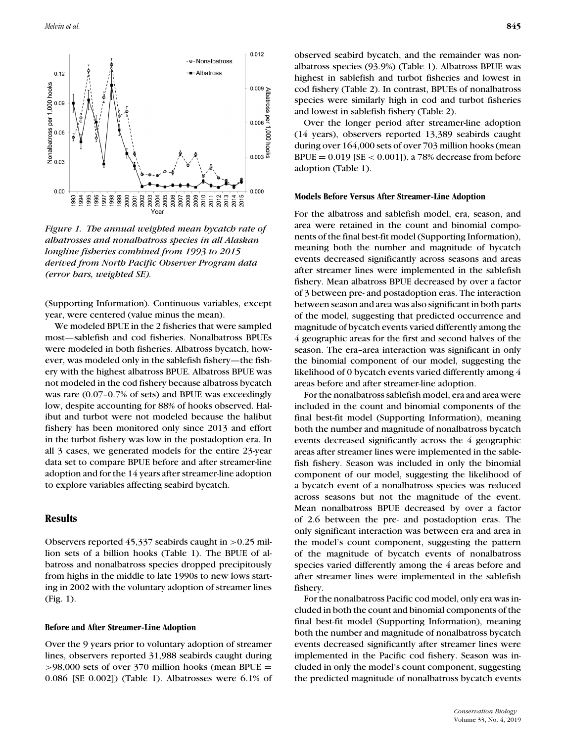Figure 1. The annual weighted mean bycatch rate of albatrosses and nonalbatross species in all Alaskan longline fisheries combined from 1993 to 2015 derived from North Pacific Observer Program data (error bars, weighted SE).

(Supporting Information). Continuous variables, except year, were centered (value minus the mean).

We modeled BPUE in the 2 fisheries that were sampled most—sablefish and cod fisheries. Nonalbatross BPUEs were modeled in both fisheries. Albatross bycatch, however, was modeled only in the sablefish fishery—the fishery with the highest albatross BPUE. Albatross BPUE was not modeled in the cod fishery because albatross bycatch was rare (0.07–0.7% of sets) and BPUE was exceedingly low, despite accounting for 88% of hooks observed. Halibut and turbot were not modeled because the halibut fishery has been monitored only since 2013 and effort in the turbot fishery was low in the postadoption era. In all 3 cases, we generated models for the entire 23-year data set to compare BPUE before and after streamer-line adoption and for the 14 years after streamer-line adoption to explore variables affecting seabird bycatch.

## Results

Observers reported 45,337 seabirds caught in >0.25 million sets of a billion hooks (Table 1). The BPUE of albatross and nonalbatross species dropped precipitously from highs in the middle to late 1990s to new lows starting in 2002 with the voluntary adoption of streamer lines (Fig. 1).

### Before and After Streamer-Line Adoption

Over the 9 years prior to voluntary adoption of streamer lines, observers reported 31,988 seabirds caught during >98,000 sets of over 370 million hooks (mean BPUE = 0.086 [SE 0.002]) (Table 1). Albatrosses were 6.1% of observed seabird bycatch, and the remainder was nonalbatross species (93.9%) (Table 1). Albatross BPUE was highest in sablefish and turbot fisheries and lowest in cod fishery (Table 2). In contrast, BPUEs of nonalbatross species were similarly high in cod and turbot fisheries and lowest in sablefish fishery (Table 2).

Over the longer period after streamer-line adoption (14 years), observers reported 13,389 seabirds caught during over 164,000 sets of over 703 million hooks (mean BPUE = 0.019 [SE < 0.001]), a 78% decrease from before adoption (Table 1).

### Models Before Versus After Streamer-Line Adoption

For the albatross and sablefish model, era, season, and area were retained in the count and binomial components of the final best-fit model (Supporting Information), meaning both the number and magnitude of bycatch events decreased significantly across seasons and areas after streamer lines were implemented in the sablefish fishery. Mean albatross BPUE decreased by over a factor of 3 between pre- and postadoption eras. The interaction between season and area was also significant in both parts of the model, suggesting that predicted occurrence and magnitude of bycatch events varied differently among the 4 geographic areas for the first and second halves of the season. The era–area interaction was significant in only the binomial component of our model, suggesting the likelihood of 0 bycatch events varied differently among 4 areas before and after streamer-line adoption.

For the nonalbatross sablefish model, era and area were included in the count and binomial components of the final best-fit model (Supporting Information), meaning both the number and magnitude of nonalbatross bycatch events decreased significantly across the 4 geographic areas after streamer lines were implemented in the sablefish fishery. Season was included in only the binomial component of our model, suggesting the likelihood of a bycatch event of a nonalbatross species was reduced across seasons but not the magnitude of the event. Mean nonalbatross BPUE decreased by over a factor of 2.6 between the pre- and postadoption eras. The only significant interaction was between era and area in the model's count component, suggesting the pattern of the magnitude of bycatch events of nonalbatross species varied differently among the 4 areas before and after streamer lines were implemented in the sablefish fishery.

For the nonalbatross Pacific cod model, only era was included in both the count and binomial components of the final best-fit model (Supporting Information), meaning both the number and magnitude of nonalbatross bycatch events decreased significantly after streamer lines were implemented in the Pacific cod fishery. Season was included in only the model's count component, suggesting the predicted magnitude of nonalbatross bycatch events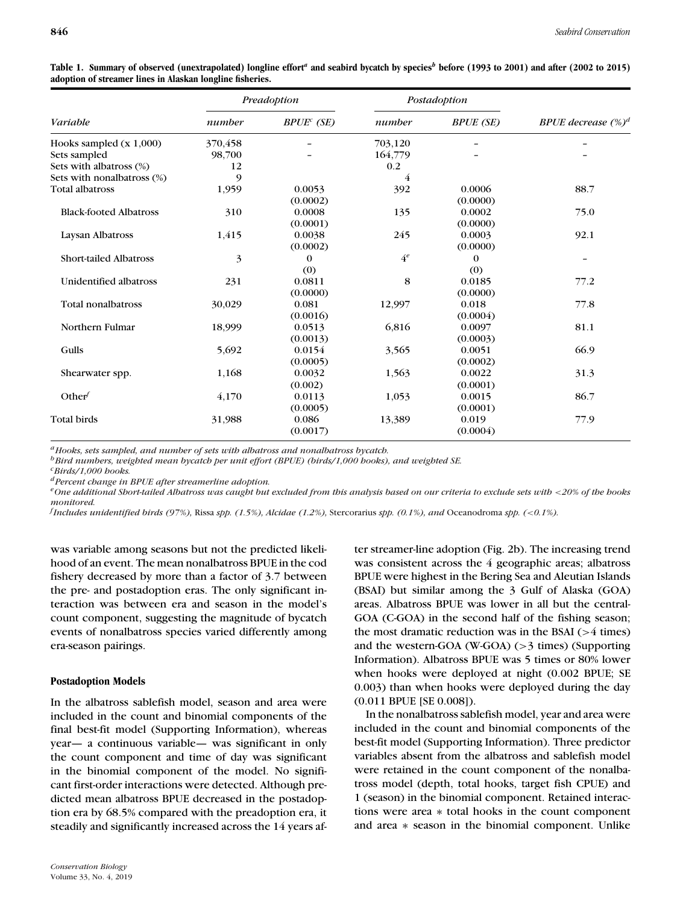**Table 1. Summary of observed (unextrapolated) longline effort[a] and seabird bycatch by species[b] before (1993 to 2001) and after (2002 to 2015) adoption of streamer lines in Alaskan longline fisheries.**

| Variable | Preadoption | | Postadoption | | BPUE decrease (%)[d] |
|---|---|---|---|---|---|
| | number | BPUE[c] (SE) | number | BPUE (SE) | |
| Hooks sampled (x 1,000) | 370,458 | – | 703,120 | – | – |
| Sets sampled | 98,700 | – | 164,779 | – | – |
| Sets with albatross (%) | 12 | | 0.2 | | |
| Sets with nonalbatross (%) | 9 | | 4 | | |
| Total albatross | 1,959 | 0.0053 (0.0002) | 392 | 0.0006 (0.0000) | 88.7 |
| Black-footed Albatross | 310 | 0.0008 (0.0001) | 135 | 0.0002 (0.0000) | 75.0 |
| Laysan Albatross | 1,415 | 0.0038 (0.0002) | 245 | 0.0003 (0.0000) | 92.1 |
| Short-tailed Albatross | 3 | 0 (0) | 4[e] | 0 (0) | – |
| Unidentified albatross | 231 | 0.0811 (0.0000) | 8 | 0.0185 (0.0000) | 77.2 |
| Total nonalbatross | 30,029 | 0.081 (0.0016) | 12,997 | 0.018 (0.0004) | 77.8 |
| Northern Fulmar | 18,999 | 0.0513 (0.0013) | 6,816 | 0.0097 (0.0003) | 81.1 |
| Gulls | 5,692 | 0.0154 (0.0005) | 3,565 | 0.0051 (0.0002) | 66.9 |
| Shearwater spp. | 1,168 | 0.0032 (0.002) | 1,563 | 0.0022 (0.0001) | 31.3 |
| Other[f] | 4,170 | 0.0113 (0.0005) | 1,053 | 0.0015 (0.0001) | 86.7 |
| Total birds | 31,988 | 0.086 (0.0017) | 13,389 | 0.019 (0.0004) | 77.9 |

[a]*Hooks, sets sampled, and number of sets with albatross and nonalbatross bycatch.*
[b]*Bird numbers, weighted mean bycatch per unit effort (BPUE) (birds/1,000 hooks), and weighted SE.*
[c]*Birds/1,000 hooks.*
[d]*Percent change in BPUE after streamerline adoption.*
[e]*One additional Short-tailed Albatross was caught but excluded from this analysis based on our criteria to exclude sets with <20% of the hooks monitored.*
[f]*Includes unidentified birds (97%),* Rissa *spp. (1.5%), Alcidae (1.2%),* Stercorarius *spp. (0.1%), and* Oceanodroma *spp. (<0.1%).*

was variable among seasons but not the predicted likelihood of an event. The mean nonalbatross BPUE in the cod fishery decreased by more than a factor of 3.7 between the pre- and postadoption eras. The only significant interaction was between era and season in the model's count component, suggesting the magnitude of bycatch events of nonalbatross species varied differently among era-season pairings.

### Postadoption Models

In the albatross sablefish model, season and area were included in the count and binomial components of the final best-fit model (Supporting Information), whereas year— a continuous variable— was significant in only the count component and time of day was significant in the binomial component of the model. No significant first-order interactions were detected. Although predicted mean albatross BPUE decreased in the postadoption era by 68.5% compared with the preadoption era, it steadily and significantly increased across the 14 years after streamer-line adoption (Fig. 2b). The increasing trend was consistent across the 4 geographic areas; albatross BPUE were highest in the Bering Sea and Aleutian Islands (BSAI) but similar among the 3 Gulf of Alaska (GOA) areas. Albatross BPUE was lower in all but the central-GOA (C-GOA) in the second half of the fishing season; the most dramatic reduction was in the BSAI (>4 times) and the western-GOA (W-GOA) (>3 times) (Supporting Information). Albatross BPUE was 5 times or 80% lower when hooks were deployed at night (0.002 BPUE; SE 0.003) than when hooks were deployed during the day (0.011 BPUE [SE 0.008]).

In the nonalbatross sablefish model, year and area were included in the count and binomial components of the best-fit model (Supporting Information). Three predictor variables absent from the albatross and sablefish model were retained in the count component of the nonalbatross model (depth, total hooks, target fish CPUE) and 1 (season) in the binomial component. Retained interactions were area * total hooks in the count component and area * season in the binomial component. Unlike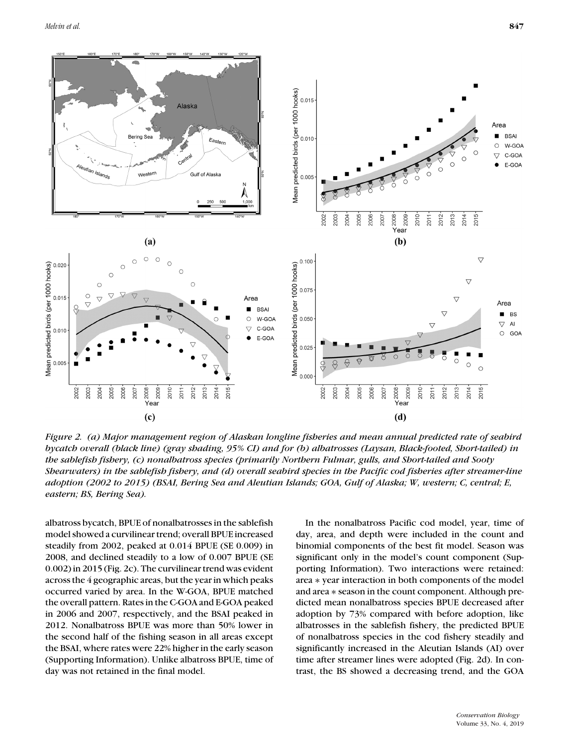Figure 2. (a) Major management region of Alaskan longline fisheries and mean annual predicted rate of seabird bycatch overall (black line) (gray shading, 95% CI) and for (b) albatrosses (Laysan, Black-footed, Short-tailed) in the sablefish fishery, (c) nonalbatross species (primarily Northern Fulmar, gulls, and Short-tailed and Sooty Shearwaters) in the sablefish fishery, and (d) overall seabird species in the Pacific cod fisheries after streamer-line adoption (2002 to 2015) (BSAI, Bering Sea and Aleutian Islands; GOA, Gulf of Alaska; W, western; C, central; E, eastern; BS, Bering Sea).

albatross bycatch, BPUE of nonalbatrosses in the sablefish model showed a curvilinear trend; overall BPUE increased steadily from 2002, peaked at 0.014 BPUE (SE 0.009) in 2008, and declined steadily to a low of 0.007 BPUE (SE 0.002) in 2015 (Fig. 2c). The curvilinear trend was evident across the 4 geographic areas, but the year in which peaks occurred varied by area. In the W-GOA, BPUE matched the overall pattern. Rates in the C-GOA and E-GOA peaked in 2006 and 2007, respectively, and the BSAI peaked in 2012. Nonalbatross BPUE was more than 50% lower in the second half of the fishing season in all areas except the BSAI, where rates were 22% higher in the early season (Supporting Information). Unlike albatross BPUE, time of day was not retained in the final model.

In the nonalbatross Pacific cod model, year, time of day, area, and depth were included in the count and binomial components of the best fit model. Season was significant only in the model's count component (Supporting Information). Two interactions were retained: area ∗ year interaction in both components of the model and area ∗ season in the count component. Although predicted mean nonalbatross species BPUE decreased after adoption by 73% compared with before adoption, like albatrosses in the sablefish fishery, the predicted BPUE of nonalbatross species in the cod fishery steadily and significantly increased in the Aleutian Islands (AI) over time after streamer lines were adopted (Fig. 2d). In contrast, the BS showed a decreasing trend, and the GOA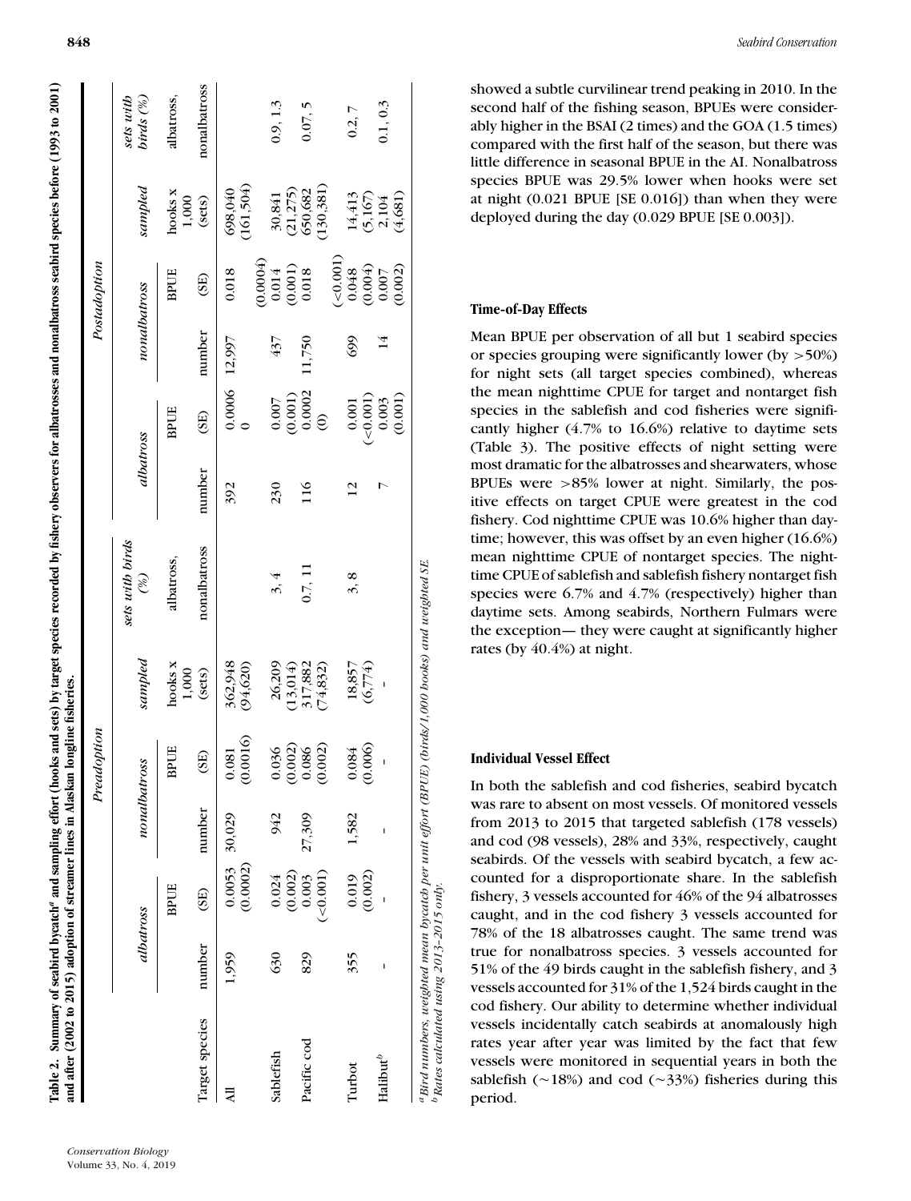**Table 2.** Summary of seabird bycatch[a] and sampling effort (hooks and sets) by target species recorded by fishery observers for albatrosses and nonalbatross seabird species before (1993 to 2001) and after (2002 to 2015) adoption of streamer lines in Alaskan longline fisheries.

| | Preadoption | | | | | | Postadoption | | | | | |
|---|---|---|---|---|---|---|---|---|---|---|---|---|
| | albatross | | nonalbatross | | sampled | sets with birds (%) | albatross | | nonalbatross | | sampled | sets with birds (%) |
| Target species | number | BPUE (SE) | number | BPUE (SE) | hooks x 1,000 (sets) | albatross, nonalbatross | number | BPUE (SE) | number | BPUE (SE) | hooks x 1,000 (sets) | albatross, nonalbatross |
| All | 1,959 | 0.0053 (0.0002) | 30,029 | 0.081 (0.0016) | 362,948 (94,620) | | 392 | 0.0006 0 | 12,997 | 0.018 (0.0004) | 698,040 (161,504) | |
| Sablefish | 630 | 0.024 (0.002) | 942 | 0.036 (0.002) | 26,209 (13,014) | 3, 4 | 230 | 0.007 (0.001) | 437 | 0.014 (0.001) | 30,841 (21,275) | 0.9, 1.3 |
| Pacific cod | 829 | 0.003 (<0.001) | 27,309 | 0.086 (0.002) | 317,882 (74,832) | 0.7, 11 | 116 | 0.0002 (0) | 11,750 | 0.018 (<0.001) | 650,682 (130,381) | 0.07, 5 |
| Turbot | 355 | 0.019 (0.002) | 1,582 | 0.084 (0.006) | 18,857 (6,774) | 3, 8 | 12 | 0.001 (<0.001) | 699 | 0.048 (0.004) | 14,413 (5,167) | 0.2, 7 |
| Halibut[b] | - | - | - | - | - | | 7 | 0.003 (0.001) | 14 | 0.007 (0.002) | 2,104 (4,681) | 0.1, 0.3 |

[a] Bird numbers, weighted mean bycatch per unit effort (BPUE) (birds/1,000 hooks) and weighted SE.
[b] Rates calculated using 2013–2015 only.

showed a subtle curvilinear trend peaking in 2010. In the second half of the fishing season, BPUEs were considerably higher in the BSAI (2 times) and the GOA (1.5 times) compared with the first half of the season, but there was little difference in seasonal BPUE in the AI. Nonalbatross species BPUE was 29.5% lower when hooks were set at night (0.021 BPUE [SE 0.016]) than when they were deployed during the day (0.029 BPUE [SE 0.003]).

### Time-of-Day Effects

Mean BPUE per observation of all but 1 seabird species or species grouping were significantly lower (by >50%) for night sets (all target species combined), whereas the mean nighttime CPUE for target and nontarget fish species in the sablefish and cod fisheries were significantly higher (4.7% to 16.6%) relative to daytime sets (Table 3). The positive effects of night setting were most dramatic for the albatrosses and shearwaters, whose BPUEs were >85% lower at night. Similarly, the positive effects on target CPUE were greatest in the cod fishery. Cod nighttime CPUE was 10.6% higher than daytime; however, this was offset by an even higher (16.6%) mean nighttime CPUE of nontarget species. The nighttime CPUE of sablefish and sablefish fishery nontarget fish species were 6.7% and 4.7% (respectively) higher than daytime sets. Among seabirds, Northern Fulmars were the exception— they were caught at significantly higher rates (by 40.4%) at night.

### Individual Vessel Effect

In both the sablefish and cod fisheries, seabird bycatch was rare to absent on most vessels. Of monitored vessels from 2013 to 2015 that targeted sablefish (178 vessels) and cod (98 vessels), 28% and 33%, respectively, caught seabirds. Of the vessels with seabird bycatch, a few accounted for a disproportionate share. In the sablefish fishery, 3 vessels accounted for 46% of the 94 albatrosses caught, and in the cod fishery 3 vessels accounted for 78% of the 18 albatrosses caught. The same trend was true for nonalbatross species. 3 vessels accounted for 51% of the 49 birds caught in the sablefish fishery, and 3 vessels accounted for 31% of the 1,524 birds caught in the cod fishery. Our ability to determine whether individual vessels incidentally catch seabirds at anomalously high rates year after year was limited by the fact that few vessels were monitored in sequential years in both the sablefish (~18%) and cod (~33%) fisheries during this period.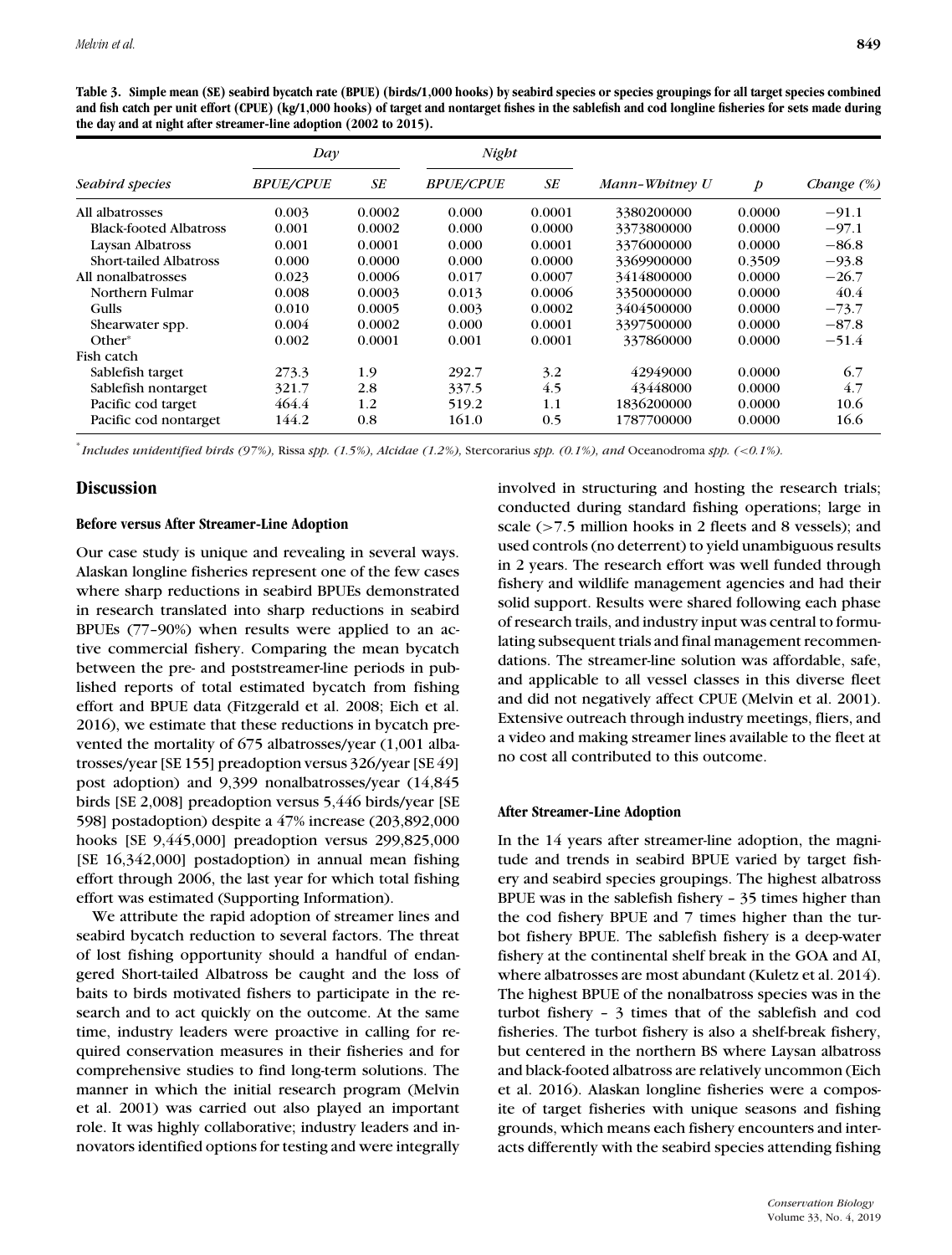**Table 3. Simple mean (SE) seabird bycatch rate (BPUE) (birds/1,000 hooks) by seabird species or species groupings for all target species combined and fish catch per unit effort (CPUE) (kg/1,000 hooks) of target and nontarget fishes in the sablefish and cod longline fisheries for sets made during the day and at night after streamer-line adoption (2002 to 2015).**

| | *Day* | | *Night* | | | | |
|---|---|---|---|---|---|---|---|
| *Seabird species* | *BPUE/CPUE* | *SE* | *BPUE/CPUE* | *SE* | *Mann–Whitney U* | *p* | *Change (%)* |
| All albatrosses | 0.003 | 0.0002 | 0.000 | 0.0001 | 3380200000 | 0.0000 | −91.1 |
| Black-footed Albatross | 0.001 | 0.0002 | 0.000 | 0.0000 | 3373800000 | 0.0000 | −97.1 |
| Laysan Albatross | 0.001 | 0.0001 | 0.000 | 0.0001 | 3376000000 | 0.0000 | −86.8 |
| Short-tailed Albatross | 0.000 | 0.0000 | 0.000 | 0.0000 | 3369900000 | 0.3509 | −93.8 |
| All nonalbatrosses | 0.023 | 0.0006 | 0.017 | 0.0007 | 3414800000 | 0.0000 | −26.7 |
| Northern Fulmar | 0.008 | 0.0003 | 0.013 | 0.0006 | 3350000000 | 0.0000 | 40.4 |
| Gulls | 0.010 | 0.0005 | 0.003 | 0.0002 | 3404500000 | 0.0000 | −73.7 |
| Shearwater spp. | 0.004 | 0.0002 | 0.000 | 0.0001 | 3397500000 | 0.0000 | −87.8 |
| Other* | 0.002 | 0.0001 | 0.001 | 0.0001 | 337860000 | 0.0000 | −51.4 |
| Fish catch | | | | | | | |
| Sablefish target | 273.3 | 1.9 | 292.7 | 3.2 | 42949000 | 0.0000 | 6.7 |
| Sablefish nontarget | 321.7 | 2.8 | 337.5 | 4.5 | 43448000 | 0.0000 | 4.7 |
| Pacific cod target | 464.4 | 1.2 | 519.2 | 1.1 | 1836200000 | 0.0000 | 10.6 |
| Pacific cod nontarget | 144.2 | 0.8 | 161.0 | 0.5 | 1787700000 | 0.0000 | 16.6 |

*Includes unidentified birds (97%), *Rissa* spp. (1.5%), Alcidae (1.2%), *Stercorarius* spp. (0.1%), and *Oceanodroma* spp. (<0.1%).

## Discussion

### Before versus After Streamer-Line Adoption

Our case study is unique and revealing in several ways. Alaskan longline fisheries represent one of the few cases where sharp reductions in seabird BPUEs demonstrated in research translated into sharp reductions in seabird BPUEs (77–90%) when results were applied to an active commercial fishery. Comparing the mean bycatch between the pre- and poststreamer-line periods in published reports of total estimated bycatch from fishing effort and BPUE data (Fitzgerald et al. 2008; Eich et al. 2016), we estimate that these reductions in bycatch prevented the mortality of 675 albatrosses/year (1,001 albatrosses/year [SE 155] preadoption versus 326/year [SE 49] post adoption) and 9,399 nonalbatrosses/year (14,845 birds [SE 2,008] preadoption versus 5,446 birds/year [SE 598] postadoption) despite a 47% increase (203,892,000 hooks [SE 9,445,000] preadoption versus 299,825,000 [SE 16,342,000] postadoption) in annual mean fishing effort through 2006, the last year for which total fishing effort was estimated (Supporting Information).

We attribute the rapid adoption of streamer lines and seabird bycatch reduction to several factors. The threat of lost fishing opportunity should a handful of endangered Short-tailed Albatross be caught and the loss of baits to birds motivated fishers to participate in the research and to act quickly on the outcome. At the same time, industry leaders were proactive in calling for required conservation measures in their fisheries and for comprehensive studies to find long-term solutions. The manner in which the initial research program (Melvin et al. 2001) was carried out also played an important role. It was highly collaborative; industry leaders and innovators identified options for testing and were integrally involved in structuring and hosting the research trials; conducted during standard fishing operations; large in scale (>7.5 million hooks in 2 fleets and 8 vessels); and used controls (no deterrent) to yield unambiguous results in 2 years. The research effort was well funded through fishery and wildlife management agencies and had their solid support. Results were shared following each phase of research trails, and industry input was central to formulating subsequent trials and final management recommendations. The streamer-line solution was affordable, safe, and applicable to all vessel classes in this diverse fleet and did not negatively affect CPUE (Melvin et al. 2001). Extensive outreach through industry meetings, fliers, and a video and making streamer lines available to the fleet at no cost all contributed to this outcome.

### After Streamer-Line Adoption

In the 14 years after streamer-line adoption, the magnitude and trends in seabird BPUE varied by target fishery and seabird species groupings. The highest albatross BPUE was in the sablefish fishery – 35 times higher than the cod fishery BPUE and 7 times higher than the turbot fishery BPUE. The sablefish fishery is a deep-water fishery at the continental shelf break in the GOA and AI, where albatrosses are most abundant (Kuletz et al. 2014). The highest BPUE of the nonalbatross species was in the turbot fishery – 3 times that of the sablefish and cod fisheries. The turbot fishery is also a shelf-break fishery, but centered in the northern BS where Laysan albatross and black-footed albatross are relatively uncommon (Eich et al. 2016). Alaskan longline fisheries were a composite of target fisheries with unique seasons and fishing grounds, which means each fishery encounters and interacts differently with the seabird species attending fishing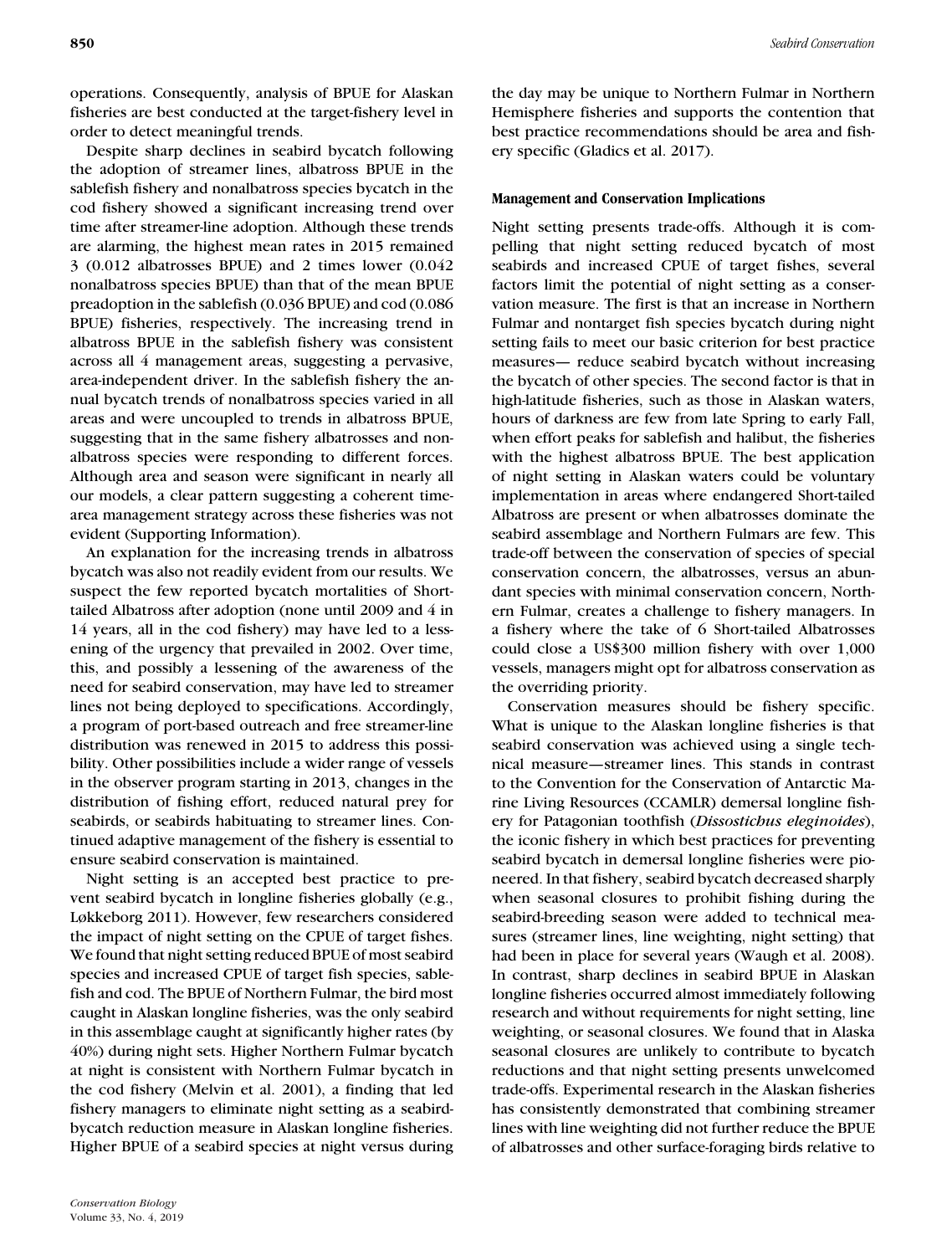operations. Consequently, analysis of BPUE for Alaskan fisheries are best conducted at the target-fishery level in order to detect meaningful trends.

Despite sharp declines in seabird bycatch following the adoption of streamer lines, albatross BPUE in the sablefish fishery and nonalbatross species bycatch in the cod fishery showed a significant increasing trend over time after streamer-line adoption. Although these trends are alarming, the highest mean rates in 2015 remained 3 (0.012 albatrosses BPUE) and 2 times lower (0.042 nonalbatross species BPUE) than that of the mean BPUE preadoption in the sablefish (0.036 BPUE) and cod (0.086 BPUE) fisheries, respectively. The increasing trend in albatross BPUE in the sablefish fishery was consistent across all 4 management areas, suggesting a pervasive, area-independent driver. In the sablefish fishery the annual bycatch trends of nonalbatross species varied in all areas and were uncoupled to trends in albatross BPUE, suggesting that in the same fishery albatrosses and nonalbatross species were responding to different forces. Although area and season were significant in nearly all our models, a clear pattern suggesting a coherent time-area management strategy across these fisheries was not evident (Supporting Information).

An explanation for the increasing trends in albatross bycatch was also not readily evident from our results. We suspect the few reported bycatch mortalities of Short-tailed Albatross after adoption (none until 2009 and 4 in 14 years, all in the cod fishery) may have led to a lessening of the urgency that prevailed in 2002. Over time, this, and possibly a lessening of the awareness of the need for seabird conservation, may have led to streamer lines not being deployed to specifications. Accordingly, a program of port-based outreach and free streamer-line distribution was renewed in 2015 to address this possibility. Other possibilities include a wider range of vessels in the observer program starting in 2013, changes in the distribution of fishing effort, reduced natural prey for seabirds, or seabirds habituating to streamer lines. Continued adaptive management of the fishery is essential to ensure seabird conservation is maintained.

Night setting is an accepted best practice to prevent seabird bycatch in longline fisheries globally (e.g., Løkkeborg 2011). However, few researchers considered the impact of night setting on the CPUE of target fishes. We found that night setting reduced BPUE of most seabird species and increased CPUE of target fish species, sablefish and cod. The BPUE of Northern Fulmar, the bird most caught in Alaskan longline fisheries, was the only seabird in this assemblage caught at significantly higher rates (by 40%) during night sets. Higher Northern Fulmar bycatch at night is consistent with Northern Fulmar bycatch in the cod fishery (Melvin et al. 2001), a finding that led fishery managers to eliminate night setting as a seabird-bycatch reduction measure in Alaskan longline fisheries. Higher BPUE of a seabird species at night versus during the day may be unique to Northern Fulmar in Northern Hemisphere fisheries and supports the contention that best practice recommendations should be area and fishery specific (Gladics et al. 2017).

### Management and Conservation Implications

Night setting presents trade-offs. Although it is compelling that night setting reduced bycatch of most seabirds and increased CPUE of target fishes, several factors limit the potential of night setting as a conservation measure. The first is that an increase in Northern Fulmar and nontarget fish species bycatch during night setting fails to meet our basic criterion for best practice measures— reduce seabird bycatch without increasing the bycatch of other species. The second factor is that in high-latitude fisheries, such as those in Alaskan waters, hours of darkness are few from late Spring to early Fall, when effort peaks for sablefish and halibut, the fisheries with the highest albatross BPUE. The best application of night setting in Alaskan waters could be voluntary implementation in areas where endangered Short-tailed Albatross are present or when albatrosses dominate the seabird assemblage and Northern Fulmars are few. This trade-off between the conservation of species of special conservation concern, the albatrosses, versus an abundant species with minimal conservation concern, Northern Fulmar, creates a challenge to fishery managers. In a fishery where the take of 6 Short-tailed Albatrosses could close a US$300 million fishery with over 1,000 vessels, managers might opt for albatross conservation as the overriding priority.

Conservation measures should be fishery specific. What is unique to the Alaskan longline fisheries is that seabird conservation was achieved using a single technical measure—streamer lines. This stands in contrast to the Convention for the Conservation of Antarctic Marine Living Resources (CCAMLR) demersal longline fishery for Patagonian toothfish (*Dissostichus eleginoides*), the iconic fishery in which best practices for preventing seabird bycatch in demersal longline fisheries were pioneered. In that fishery, seabird bycatch decreased sharply when seasonal closures to prohibit fishing during the seabird-breeding season were added to technical measures (streamer lines, line weighting, night setting) that had been in place for several years (Waugh et al. 2008). In contrast, sharp declines in seabird BPUE in Alaskan longline fisheries occurred almost immediately following research and without requirements for night setting, line weighting, or seasonal closures. We found that in Alaska seasonal closures are unlikely to contribute to bycatch reductions and that night setting presents unwelcomed trade-offs. Experimental research in the Alaskan fisheries has consistently demonstrated that combining streamer lines with line weighting did not further reduce the BPUE of albatrosses and other surface-foraging birds relative to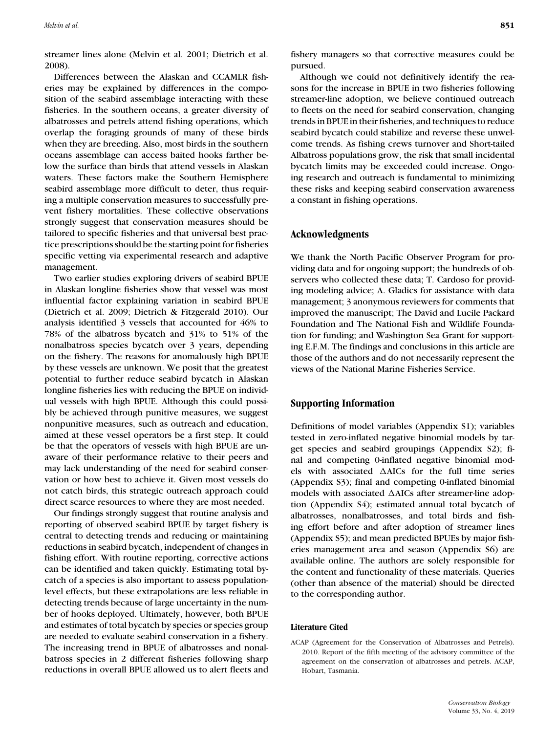streamer lines alone (Melvin et al. 2001; Dietrich et al. 2008).

Differences between the Alaskan and CCAMLR fisheries may be explained by differences in the composition of the seabird assemblage interacting with these fisheries. In the southern oceans, a greater diversity of albatrosses and petrels attend fishing operations, which overlap the foraging grounds of many of these birds when they are breeding. Also, most birds in the southern oceans assemblage can access baited hooks farther below the surface than birds that attend vessels in Alaskan waters. These factors make the Southern Hemisphere seabird assemblage more difficult to deter, thus requiring a multiple conservation measures to successfully prevent fishery mortalities. These collective observations strongly suggest that conservation measures should be tailored to specific fisheries and that universal best practice prescriptions should be the starting point for fisheries specific vetting via experimental research and adaptive management.

Two earlier studies exploring drivers of seabird BPUE in Alaskan longline fisheries show that vessel was most influential factor explaining variation in seabird BPUE (Dietrich et al. 2009; Dietrich & Fitzgerald 2010). Our analysis identified 3 vessels that accounted for 46% to 78% of the albatross bycatch and 31% to 51% of the nonalbatross species bycatch over 3 years, depending on the fishery. The reasons for anomalously high BPUE by these vessels are unknown. We posit that the greatest potential to further reduce seabird bycatch in Alaskan longline fisheries lies with reducing the BPUE on individual vessels with high BPUE. Although this could possibly be achieved through punitive measures, we suggest nonpunitive measures, such as outreach and education, aimed at these vessel operators be a first step. It could be that the operators of vessels with high BPUE are unaware of their performance relative to their peers and may lack understanding of the need for seabird conservation or how best to achieve it. Given most vessels do not catch birds, this strategic outreach approach could direct scarce resources to where they are most needed.

Our findings strongly suggest that routine analysis and reporting of observed seabird BPUE by target fishery is central to detecting trends and reducing or maintaining reductions in seabird bycatch, independent of changes in fishing effort. With routine reporting, corrective actions can be identified and taken quickly. Estimating total bycatch of a species is also important to assess population-level effects, but these extrapolations are less reliable in detecting trends because of large uncertainty in the number of hooks deployed. Ultimately, however, both BPUE and estimates of total bycatch by species or species group are needed to evaluate seabird conservation in a fishery. The increasing trend in BPUE of albatrosses and nonalbatross species in 2 different fisheries following sharp reductions in overall BPUE allowed us to alert fleets and fishery managers so that corrective measures could be pursued.

Although we could not definitively identify the reasons for the increase in BPUE in two fisheries following streamer-line adoption, we believe continued outreach to fleets on the need for seabird conservation, changing trends in BPUE in their fisheries, and techniques to reduce seabird bycatch could stabilize and reverse these unwelcome trends. As fishing crews turnover and Short-tailed Albatross populations grow, the risk that small incidental bycatch limits may be exceeded could increase. Ongoing research and outreach is fundamental to minimizing these risks and keeping seabird conservation awareness a constant in fishing operations.

## Acknowledgments

We thank the North Pacific Observer Program for providing data and for ongoing support; the hundreds of observers who collected these data; T. Cardoso for providing modeling advice; A. Gladics for assistance with data management; 3 anonymous reviewers for comments that improved the manuscript; The David and Lucile Packard Foundation and The National Fish and Wildlife Foundation for funding; and Washington Sea Grant for supporting E.F.M. The findings and conclusions in this article are those of the authors and do not necessarily represent the views of the National Marine Fisheries Service.

## Supporting Information

Definitions of model variables (Appendix S1); variables tested in zero-inflated negative binomial models by target species and seabird groupings (Appendix S2); final and competing 0-inflated negative binomial models with associated ΔAICs for the full time series (Appendix S3); final and competing 0-inflated binomial models with associated ΔAICs after streamer-line adoption (Appendix S4); estimated annual total bycatch of albatrosses, nonalbatrosses, and total birds and fishing effort before and after adoption of streamer lines (Appendix S5); and mean predicted BPUEs by major fisheries management area and season (Appendix S6) are available online. The authors are solely responsible for the content and functionality of these materials. Queries (other than absence of the material) should be directed to the corresponding author.

#### Literature Cited

ACAP (Agreement for the Conservation of Albatrosses and Petrels). 2010. Report of the fifth meeting of the advisory committee of the agreement on the conservation of albatrosses and petrels. ACAP, Hobart, Tasmania.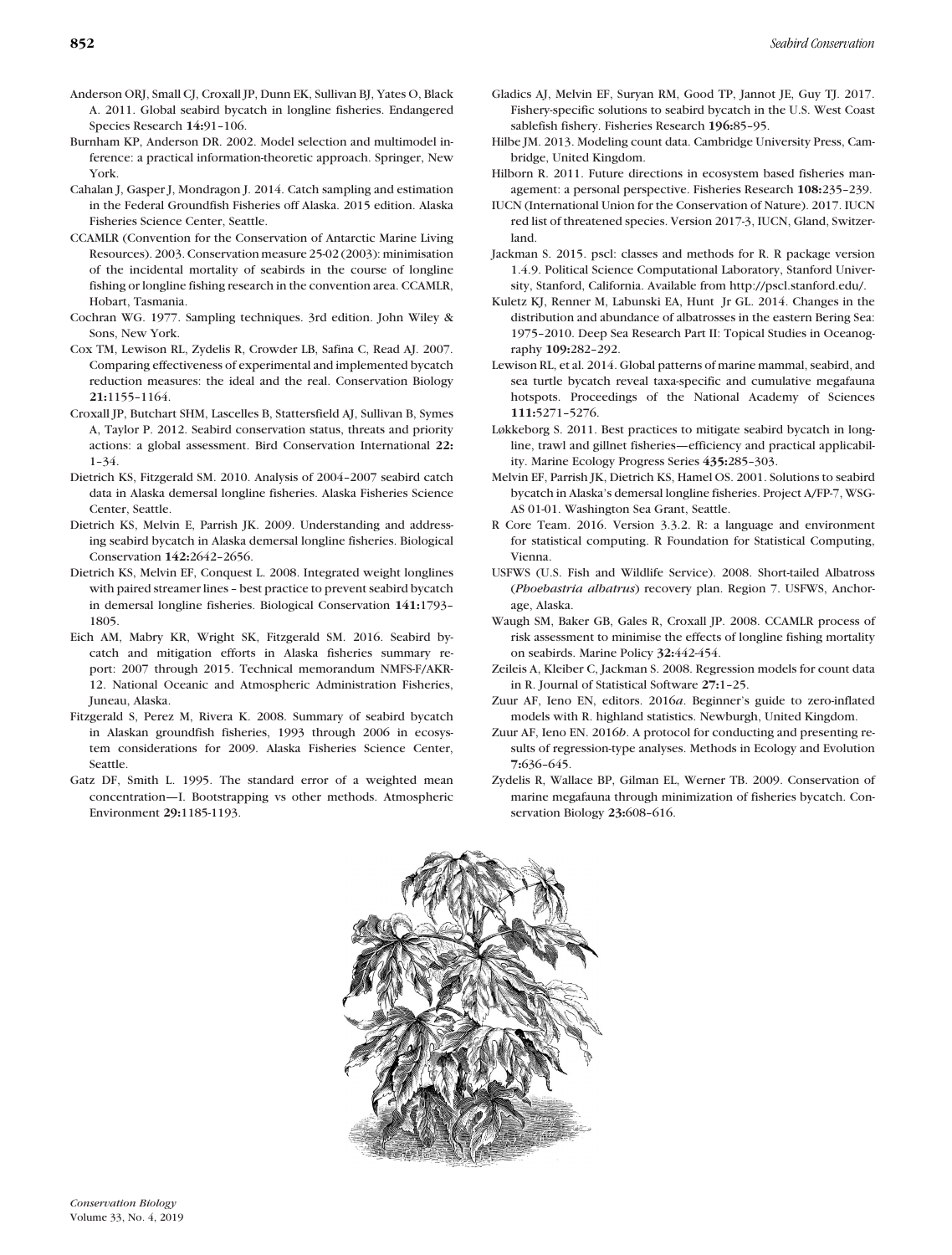Anderson ORJ, Small CJ, Croxall JP, Dunn EK, Sullivan BJ, Yates O, Black A. 2011. Global seabird bycatch in longline fisheries. Endangered Species Research **14:**91–106.

Burnham KP, Anderson DR. 2002. Model selection and multimodel inference: a practical information-theoretic approach. Springer, New York.

Cahalan J, Gasper J, Mondragon J. 2014. Catch sampling and estimation in the Federal Groundfish Fisheries off Alaska. 2015 edition. Alaska Fisheries Science Center, Seattle.

CCAMLR (Convention for the Conservation of Antarctic Marine Living Resources). 2003. Conservation measure 25-02 (2003): minimisation of the incidental mortality of seabirds in the course of longline fishing or longline fishing research in the convention area. CCAMLR, Hobart, Tasmania.

Cochran WG. 1977. Sampling techniques. 3rd edition. John Wiley & Sons, New York.

Cox TM, Lewison RL, Zydelis R, Crowder LB, Safina C, Read AJ. 2007. Comparing effectiveness of experimental and implemented bycatch reduction measures: the ideal and the real. Conservation Biology **21:**1155–1164.

Croxall JP, Butchart SHM, Lascelles B, Stattersfield AJ, Sullivan B, Symes A, Taylor P. 2012. Seabird conservation status, threats and priority actions: a global assessment. Bird Conservation International **22:** 1–34.

Dietrich KS, Fitzgerald SM. 2010. Analysis of 2004–2007 seabird catch data in Alaska demersal longline fisheries. Alaska Fisheries Science Center, Seattle.

Dietrich KS, Melvin E, Parrish JK. 2009. Understanding and addressing seabird bycatch in Alaska demersal longline fisheries. Biological Conservation **142:**2642–2656.

Dietrich KS, Melvin EF, Conquest L. 2008. Integrated weight longlines with paired streamer lines – best practice to prevent seabird bycatch in demersal longline fisheries. Biological Conservation **141:**1793–1805.

Eich AM, Mabry KR, Wright SK, Fitzgerald SM. 2016. Seabird bycatch and mitigation efforts in Alaska fisheries summary report: 2007 through 2015. Technical memorandum NMFS-F/AKR-12. National Oceanic and Atmospheric Administration Fisheries, Juneau, Alaska.

Fitzgerald S, Perez M, Rivera K. 2008. Summary of seabird bycatch in Alaskan groundfish fisheries, 1993 through 2006 in ecosystem considerations for 2009. Alaska Fisheries Science Center, Seattle.

Gatz DF, Smith L. 1995. The standard error of a weighted mean concentration—I. Bootstrapping vs other methods. Atmospheric Environment **29:**1185-1193.

Gladics AJ, Melvin EF, Suryan RM, Good TP, Jannot JE, Guy TJ. 2017. Fishery-specific solutions to seabird bycatch in the U.S. West Coast sablefish fishery. Fisheries Research **196:**85–95.

Hilbe JM. 2013. Modeling count data. Cambridge University Press, Cambridge, United Kingdom.

Hilborn R. 2011. Future directions in ecosystem based fisheries management: a personal perspective. Fisheries Research **108:**235–239.

IUCN (International Union for the Conservation of Nature). 2017. IUCN red list of threatened species. Version 2017-3, IUCN, Gland, Switzerland.

Jackman S. 2015. pscl: classes and methods for R. R package version 1.4.9. Political Science Computational Laboratory, Stanford University, Stanford, California. Available from http://pscl.stanford.edu/.

Kuletz KJ, Renner M, Labunski EA, Hunt Jr GL. 2014. Changes in the distribution and abundance of albatrosses in the eastern Bering Sea: 1975–2010. Deep Sea Research Part II: Topical Studies in Oceanography **109:**282–292.

Lewison RL, et al. 2014. Global patterns of marine mammal, seabird, and sea turtle bycatch reveal taxa-specific and cumulative megafauna hotspots. Proceedings of the National Academy of Sciences **111:**5271–5276.

Løkkeborg S. 2011. Best practices to mitigate seabird bycatch in longline, trawl and gillnet fisheries—efficiency and practical applicability. Marine Ecology Progress Series **435:**285–303.

Melvin EF, Parrish JK, Dietrich KS, Hamel OS. 2001. Solutions to seabird bycatch in Alaska's demersal longline fisheries. Project A/FP-7, WSG-AS 01-01. Washington Sea Grant, Seattle.

R Core Team. 2016. Version 3.3.2. R: a language and environment for statistical computing. R Foundation for Statistical Computing, Vienna.

USFWS (U.S. Fish and Wildlife Service). 2008. Short-tailed Albatross (*Phoebastria albatrus*) recovery plan. Region 7. USFWS, Anchorage, Alaska.

Waugh SM, Baker GB, Gales R, Croxall JP. 2008. CCAMLR process of risk assessment to minimise the effects of longline fishing mortality on seabirds. Marine Policy **32:**442-454.

Zeileis A, Kleiber C, Jackman S. 2008. Regression models for count data in R. Journal of Statistical Software **27:**1–25.

Zuur AF, Ieno EN, editors. 2016*a*. Beginner's guide to zero-inflated models with R. highland statistics. Newburgh, United Kingdom.

Zuur AF, Ieno EN. 2016*b*. A protocol for conducting and presenting results of regression-type analyses. Methods in Ecology and Evolution **7:**636–645.

Zydelis R, Wallace BP, Gilman EL, Werner TB. 2009. Conservation of marine megafauna through minimization of fisheries bycatch. Conservation Biology **23:**608–616.